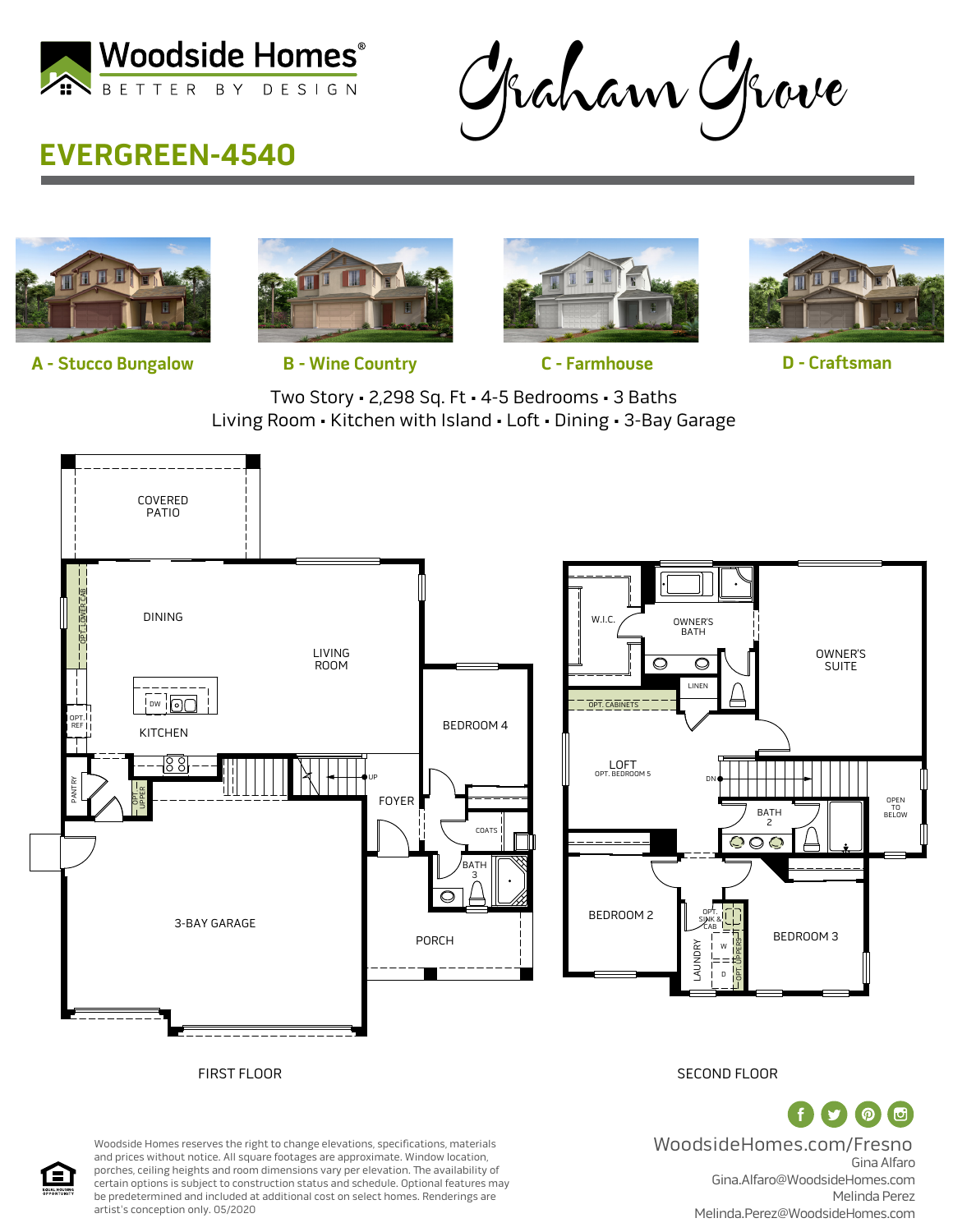Woodside Homes®

BETTER BY DESIGN

# Graham Grove

## EVERGREEN-4540

A - Stucco Bungalow

B - Wine Country

C - Farmhouse

D - Craftsman

Two Story • 2,298 Sq. Ft • 4-5 Bedrooms • 3 Baths

Living Room • Kitchen with Island • Loft • Dining • 3-Bay Garage

COVERED PATIO

DINING

OPT. LOWER CAB

LIVING ROOM

DW

OPT. REF

KITCHEN

PANTRY

OPT. UPPER

UP

FOYER

BEDROOM 4

COATS

BATH 3

3-BAY GARAGE

PORCH

FIRST FLOOR

W.I.C.

OWNER'S BATH

OWNER'S SUITE

LINEN

OPT. CABINETS

LOFT

OPT. BEDROOM 5

DN

BATH 2

OPEN TO BELOW

BEDROOM 2

OPT. SINK & CAB

LAUNDRY

W

D

OPT. UPPERS

BEDROOM 3

SECOND FLOOR

Woodside Homes reserves the right to change elevations, specifications, materials and prices without notice. All square footages are approximate. Window location, porches, ceiling heights and room dimensions vary per elevation. The availability of certain options is subject to construction status and schedule. Optional features may be predetermined and included at additional cost on select homes. Renderings are artist's conception only. 05/2020

EQUAL HOUSING OPPORTUNITY

WoodsideHomes.com/Fresno

Gina Alfaro

Gina.Alfaro@WoodsideHomes.com

Melinda Perez

Melinda.Perez@WoodsideHomes.com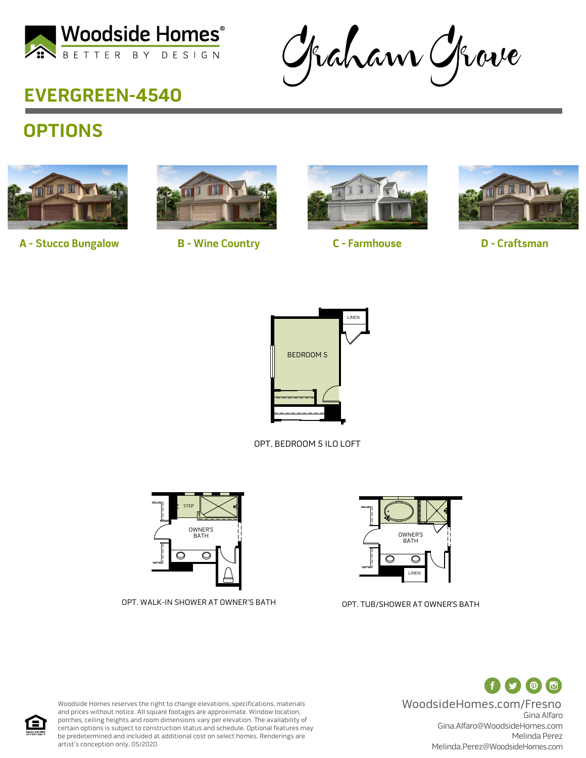Woodside Homes®
BETTER BY DESIGN

Graham Grove

## EVERGREEN-4540

## OPTIONS

A - Stucco Bungalow

B - Wine Country

C - Farmhouse

D - Craftsman

LINEN

BEDROOM 5

OPT. BEDROOM 5 ILO LOFT

STEP

OWNER'S BATH

OPT. WALK-IN SHOWER AT OWNER'S BATH

OWNER'S BATH

LINEN

OPT. TUB/SHOWER AT OWNER'S BATH

Woodside Homes reserves the right to change elevations, specifications, materials and prices without notice. All square footages are approximate. Window location, porches, ceiling heights and room dimensions vary per elevation. The availability of certain options is subject to construction status and schedule. Optional features may be predetermined and included at additional cost on select homes. Renderings are artist's conception only. 05/2020

WoodsideHomes.com/Fresno
Gina Alfaro
Gina.Alfaro@WoodsideHomes.com
Melinda Perez
Melinda.Perez@WoodsideHomes.com